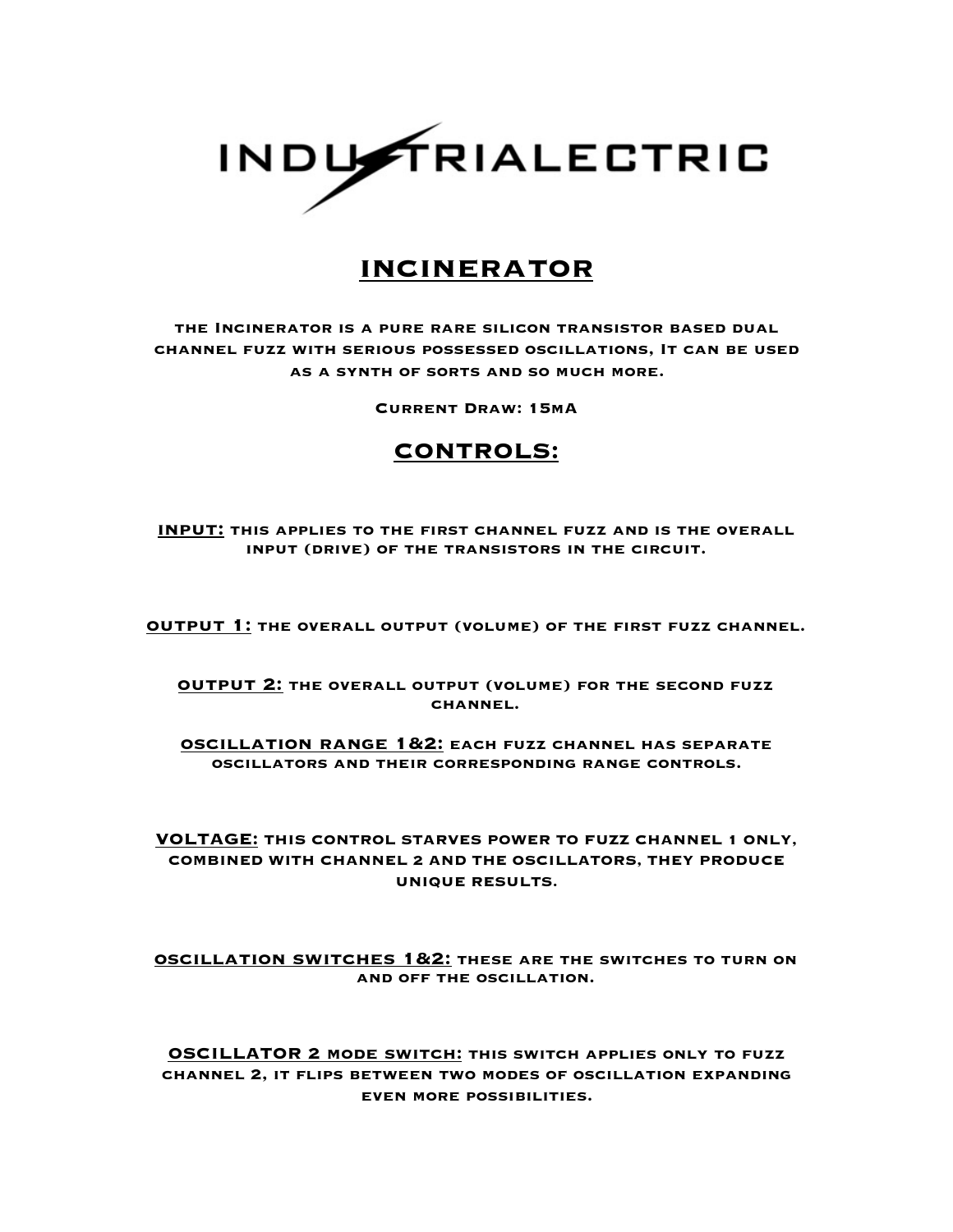# INDUSTRIALECTRIC

## INCINERATOR

the Incinerator is a pure rare silicon transistor based dual channel fuzz with serious possessed oscillations, It can be used as a synth of sorts and so much more.

Current Draw: 15mA

## CONTROLS:

**INPUT:** this applies to the first channel fuzz and is the overall input (drive) of the transistors in the circuit.

**OUTPUT 1:** the overall output (volume) of the first fuzz channel.

**OUTPUT 2:** the overall output (volume) for the second fuzz channel.

**oscillation range 1&2:** each fuzz channel has separate oscillators and their corresponding range controls.

**VOLTAGE:** this control starves power to fuzz channel 1 only, combined with channel 2 and the oscillators, they produce unique results.

**oscillation switches 1&2:** these are the switches to turn on and off the oscillation.

**OSCILLATOR 2 mode switch:** this switch applies only to fuzz channel 2, it flips between two modes of oscillation expanding even more possibilities.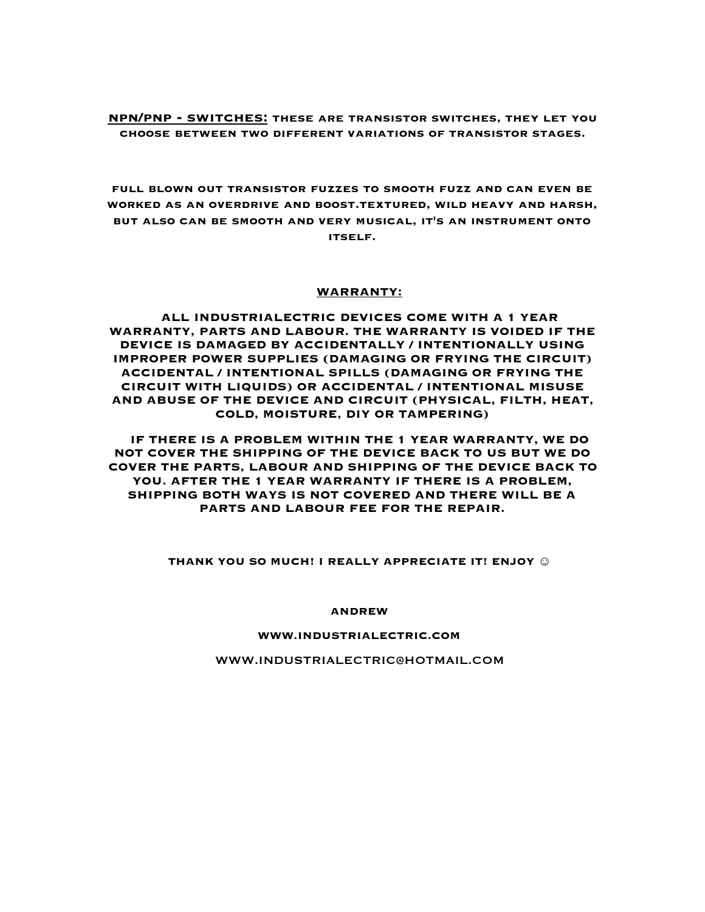**NPN/PNP - SWITCHES:** these are transistor switches, they let you choose between two different variations of transistor stages.

full blown out transistor fuzzes to smooth fuzz and can even be worked as an overdrive and boost.textured, wild heavy and harsh, but also can be smooth and very musical, it's an instrument onto itself.

**WARRANTY:**

**ALL INDUSTRIALECTRIC DEVICES COME WITH A 1 YEAR WARRANTY, PARTS AND LABOUR. THE WARRANTY IS VOIDED IF THE DEVICE IS DAMAGED BY ACCIDENTALLY / INTENTIONALLY USING IMPROPER POWER SUPPLIES (DAMAGING OR FRYING THE CIRCUIT) ACCIDENTAL / INTENTIONAL SPILLS (DAMAGING OR FRYING THE CIRCUIT WITH LIQUIDS) OR ACCIDENTAL / INTENTIONAL MISUSE AND ABUSE OF THE DEVICE AND CIRCUIT (PHYSICAL, FILTH, HEAT, COLD, MOISTURE, DIY OR TAMPERING)**

**IF THERE IS A PROBLEM WITHIN THE 1 YEAR WARRANTY, WE DO NOT COVER THE SHIPPING OF THE DEVICE BACK TO US BUT WE DO COVER THE PARTS, LABOUR AND SHIPPING OF THE DEVICE BACK TO YOU. AFTER THE 1 YEAR WARRANTY IF THERE IS A PROBLEM, SHIPPING BOTH WAYS IS NOT COVERED AND THERE WILL BE A PARTS AND LABOUR FEE FOR THE REPAIR.**

**thank you so much! i really appreciate it! enjoy ☺**

**andrew**

**www.industrialectric.com**

WWW.INDUSTRIALECTRIC@HOTMAIL.COM